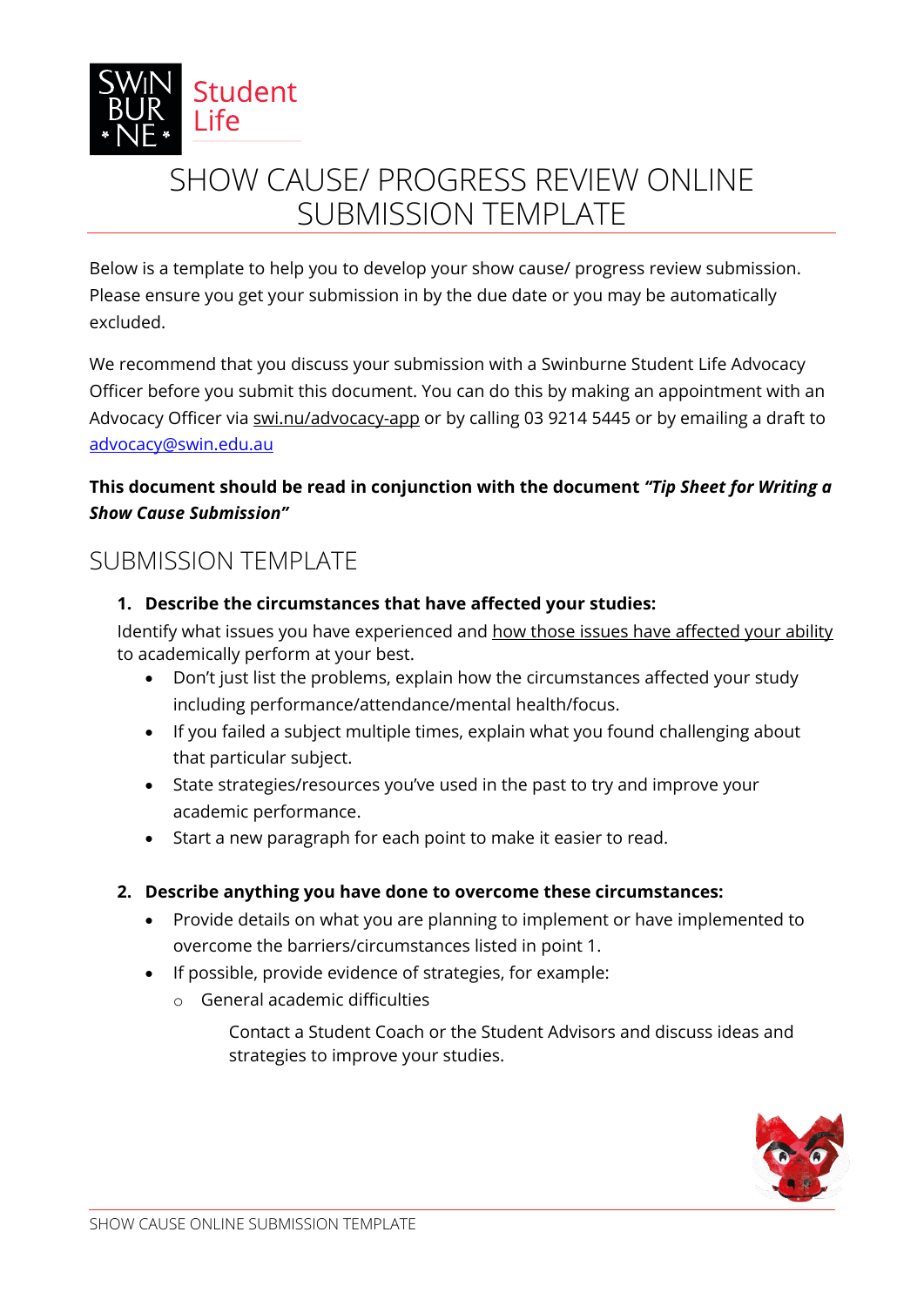Swinburne Student Life

# SHOW CAUSE/ PROGRESS REVIEW ONLINE SUBMISSION TEMPLATE

Below is a template to help you to develop your show cause/ progress review submission. Please ensure you get your submission in by the due date or you may be automatically excluded.

We recommend that you discuss your submission with a Swinburne Student Life Advocacy Officer before you submit this document. You can do this by making an appointment with an Advocacy Officer via swi.nu/advocacy-app or by calling 03 9214 5445 or by emailing a draft to advocacy@swin.edu.au

**This document should be read in conjunction with the document *"Tip Sheet for Writing a Show Cause Submission"***

## SUBMISSION TEMPLATE

1. **Describe the circumstances that have affected your studies:**

   Identify what issues you have experienced and how those issues have affected your ability to academically perform at your best.

   - Don't just list the problems, explain how the circumstances affected your study including performance/attendance/mental health/focus.
   - If you failed a subject multiple times, explain what you found challenging about that particular subject.
   - State strategies/resources you've used in the past to try and improve your academic performance.
   - Start a new paragraph for each point to make it easier to read.

2. **Describe anything you have done to overcome these circumstances:**

   - Provide details on what you are planning to implement or have implemented to overcome the barriers/circumstances listed in point 1.
   - If possible, provide evidence of strategies, for example:
     - General academic difficulties

       Contact a Student Coach or the Student Advisors and discuss ideas and strategies to improve your studies.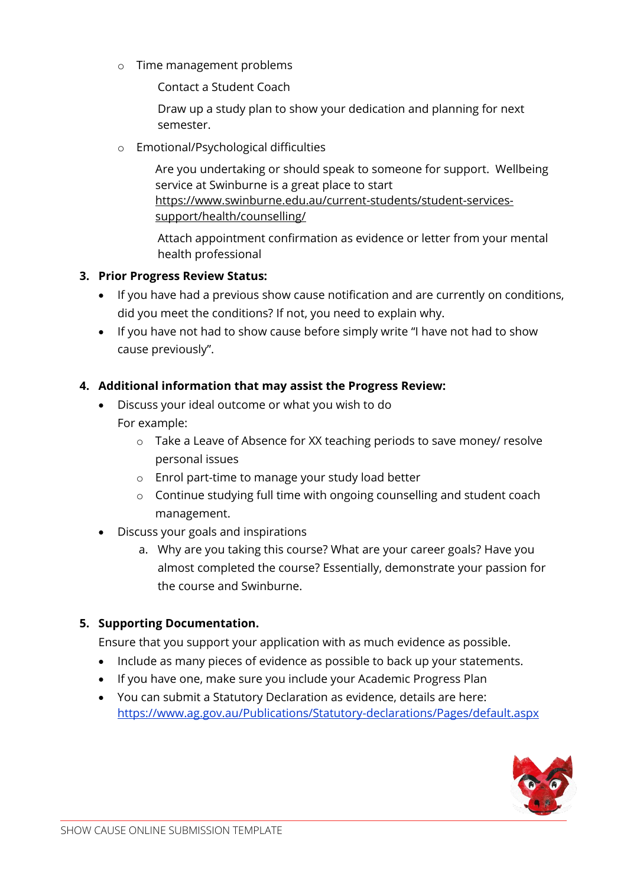- Time management problems

  Contact a Student Coach

  Draw up a study plan to show your dedication and planning for next semester.

- Emotional/Psychological difficulties

  Are you undertaking or should speak to someone for support. Wellbeing service at Swinburne is a great place to start https://www.swinburne.edu.au/current-students/student-services-support/health/counselling/

  Attach appointment confirmation as evidence or letter from your mental health professional

3. **Prior Progress Review Status:**
   - If you have had a previous show cause notification and are currently on conditions, did you meet the conditions? If not, you need to explain why.
   - If you have not had to show cause before simply write "I have not had to show cause previously".

4. **Additional information that may assist the Progress Review:**
   - Discuss your ideal outcome or what you wish to do
     For example:
     - Take a Leave of Absence for XX teaching periods to save money/ resolve personal issues
     - Enrol part-time to manage your study load better
     - Continue studying full time with ongoing counselling and student coach management.
   - Discuss your goals and inspirations
     a. Why are you taking this course? What are your career goals? Have you almost completed the course? Essentially, demonstrate your passion for the course and Swinburne.

5. **Supporting Documentation.**
   Ensure that you support your application with as much evidence as possible.
   - Include as many pieces of evidence as possible to back up your statements.
   - If you have one, make sure you include your Academic Progress Plan
   - You can submit a Statutory Declaration as evidence, details are here: https://www.ag.gov.au/Publications/Statutory-declarations/Pages/default.aspx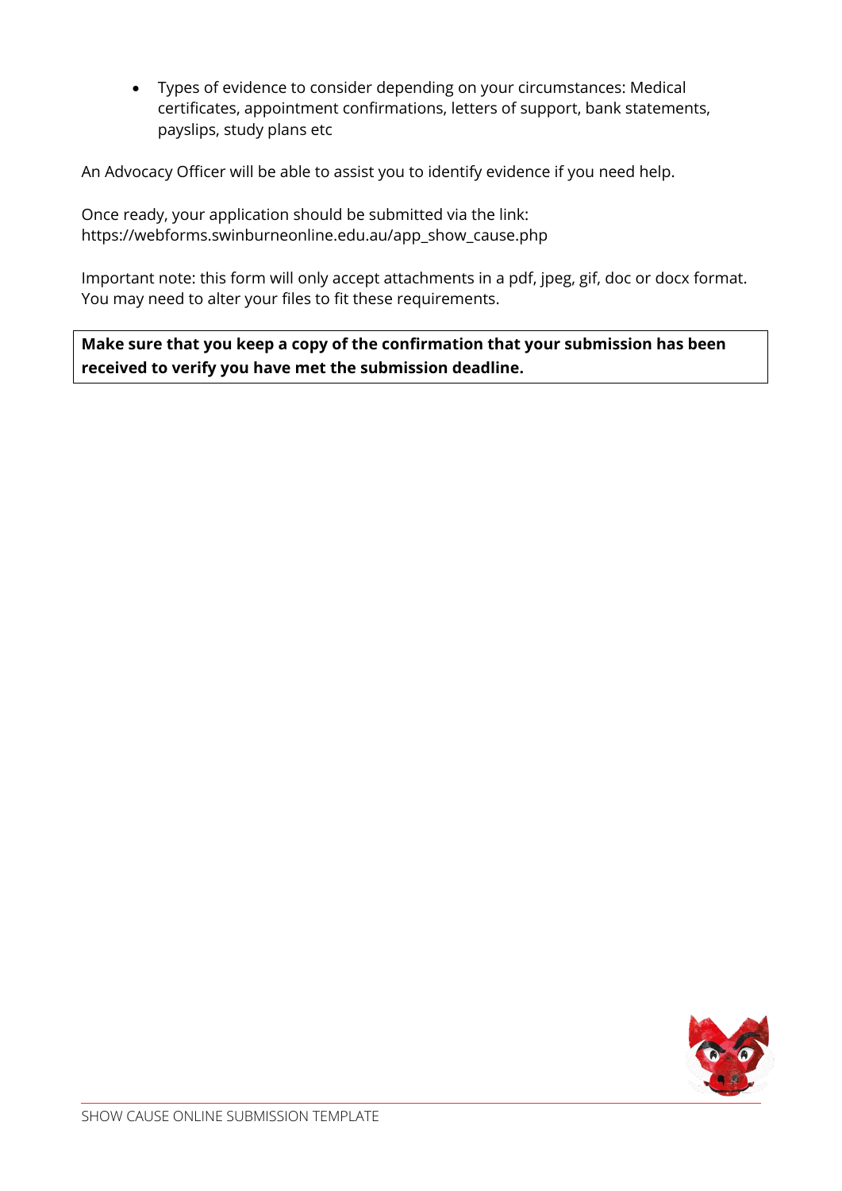- Types of evidence to consider depending on your circumstances: Medical certificates, appointment confirmations, letters of support, bank statements, payslips, study plans etc

An Advocacy Officer will be able to assist you to identify evidence if you need help.

Once ready, your application should be submitted via the link: https://webforms.swinburneonline.edu.au/app_show_cause.php

Important note: this form will only accept attachments in a pdf, jpeg, gif, doc or docx format. You may need to alter your files to fit these requirements.

**Make sure that you keep a copy of the confirmation that your submission has been received to verify you have met the submission deadline.**